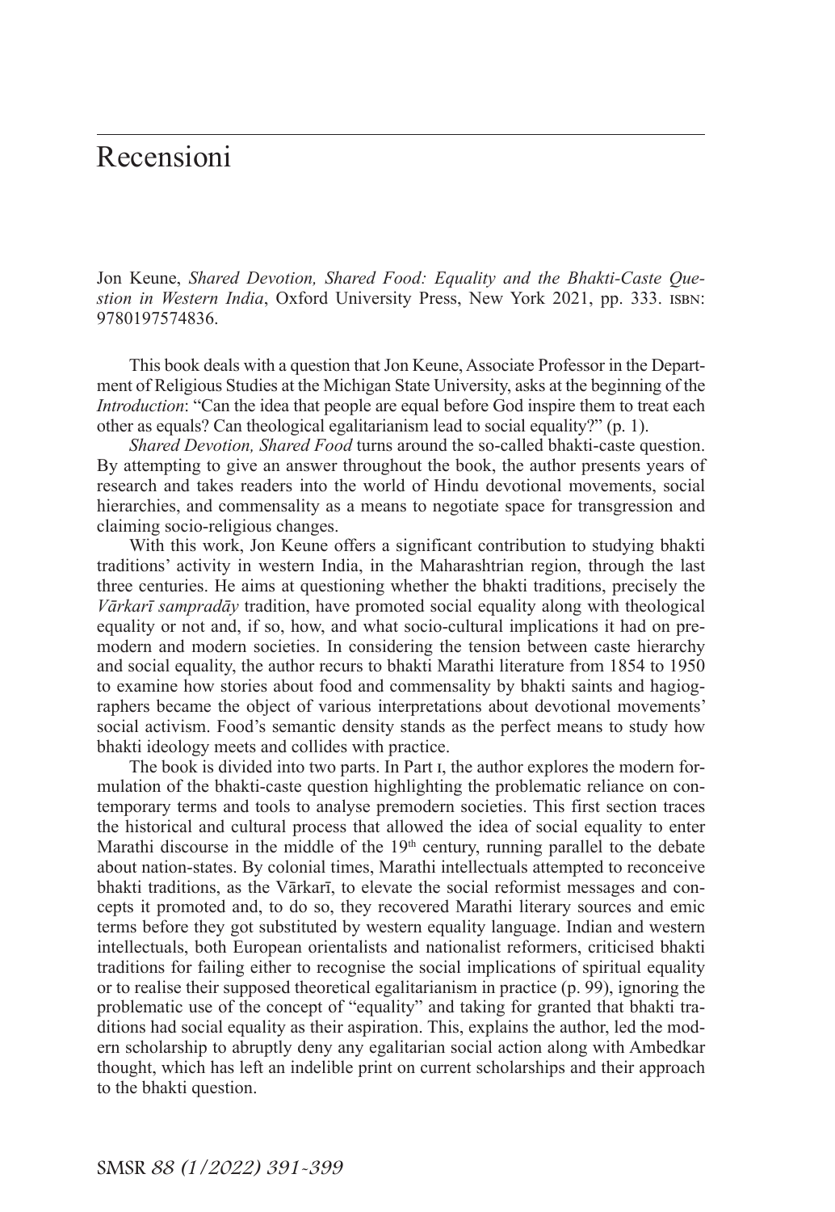# Recensioni

Jon Keune, *Shared Devotion, Shared Food: Equality and the Bhakti-Caste Question in Western India*, Oxford University Press, New York 2021, pp. 333. ISBN: 9780197574836.

This book deals with a question that Jon Keune, Associate Professor in the Department of Religious Studies at the Michigan State University, asks at the beginning of the *Introduction*: "Can the idea that people are equal before God inspire them to treat each other as equals? Can theological egalitarianism lead to social equality?" (p. 1).

*Shared Devotion, Shared Food* turns around the so-called bhakti-caste question. By attempting to give an answer throughout the book, the author presents years of research and takes readers into the world of Hindu devotional movements, social hierarchies, and commensality as a means to negotiate space for transgression and claiming socio-religious changes.

With this work, Jon Keune offers a significant contribution to studying bhakti traditions' activity in western India, in the Maharashtrian region, through the last three centuries. He aims at questioning whether the bhakti traditions, precisely the *Vārkarī sampradāy* tradition, have promoted social equality along with theological equality or not and, if so, how, and what socio-cultural implications it had on premodern and modern societies. In considering the tension between caste hierarchy and social equality, the author recurs to bhakti Marathi literature from 1854 to 1950 to examine how stories about food and commensality by bhakti saints and hagiographers became the object of various interpretations about devotional movements' social activism. Food's semantic density stands as the perfect means to study how bhakti ideology meets and collides with practice.

The book is divided into two parts. In Part I, the author explores the modern formulation of the bhakti-caste question highlighting the problematic reliance on contemporary terms and tools to analyse premodern societies. This first section traces the historical and cultural process that allowed the idea of social equality to enter Marathi discourse in the middle of the 19th century, running parallel to the debate about nation-states. By colonial times, Marathi intellectuals attempted to reconceive bhakti traditions, as the Vārkarī, to elevate the social reformist messages and concepts it promoted and, to do so, they recovered Marathi literary sources and emic terms before they got substituted by western equality language. Indian and western intellectuals, both European orientalists and nationalist reformers, criticised bhakti traditions for failing either to recognise the social implications of spiritual equality or to realise their supposed theoretical egalitarianism in practice (p. 99), ignoring the problematic use of the concept of "equality" and taking for granted that bhakti traditions had social equality as their aspiration. This, explains the author, led the modern scholarship to abruptly deny any egalitarian social action along with Ambedkar thought, which has left an indelible print on current scholarships and their approach to the bhakti question.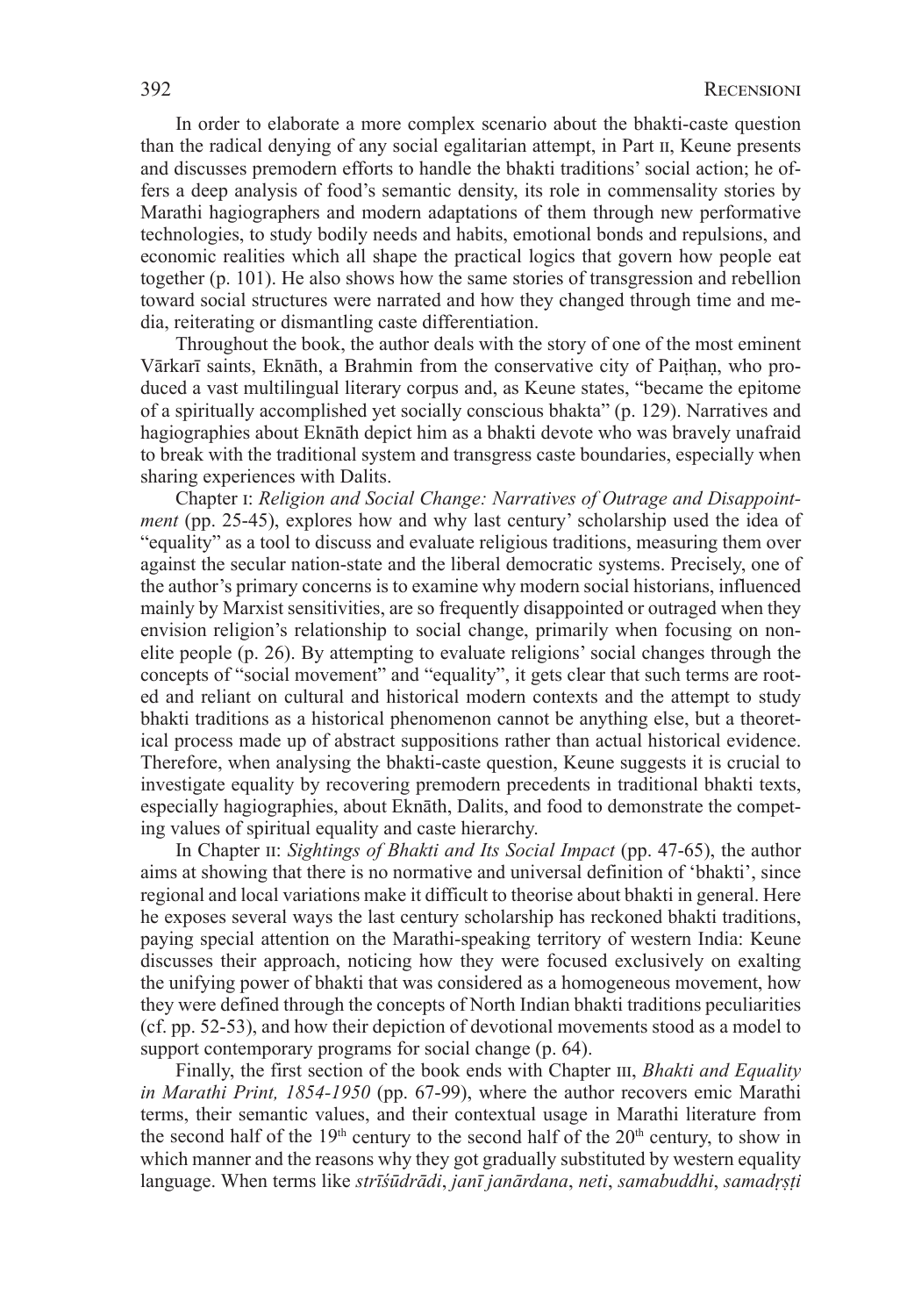In order to elaborate a more complex scenario about the bhakti-caste question than the radical denying of any social egalitarian attempt, in Part II, Keune presents and discusses premodern efforts to handle the bhakti traditions' social action; he offers a deep analysis of food's semantic density, its role in commensality stories by Marathi hagiographers and modern adaptations of them through new performative technologies, to study bodily needs and habits, emotional bonds and repulsions, and economic realities which all shape the practical logics that govern how people eat together (p. 101). He also shows how the same stories of transgression and rebellion toward social structures were narrated and how they changed through time and media, reiterating or dismantling caste differentiation.

Throughout the book, the author deals with the story of one of the most eminent Vārkarī saints, Eknāth, a Brahmin from the conservative city of Paiṭhaṇ, who produced a vast multilingual literary corpus and, as Keune states, "became the epitome of a spiritually accomplished yet socially conscious bhakta" (p. 129). Narratives and hagiographies about Eknāth depict him as a bhakti devote who was bravely unafraid to break with the traditional system and transgress caste boundaries, especially when sharing experiences with Dalits.

Chapter I: *Religion and Social Change: Narratives of Outrage and Disappointment* (pp. 25-45), explores how and why last century' scholarship used the idea of "equality" as a tool to discuss and evaluate religious traditions, measuring them over against the secular nation-state and the liberal democratic systems. Precisely, one of the author's primary concerns is to examine why modern social historians, influenced mainly by Marxist sensitivities, are so frequently disappointed or outraged when they envision religion's relationship to social change, primarily when focusing on non-elite people (p. 26). By attempting to evaluate religions' social changes through the concepts of "social movement" and "equality", it gets clear that such terms are rooted and reliant on cultural and historical modern contexts and the attempt to study bhakti traditions as a historical phenomenon cannot be anything else, but a theoretical process made up of abstract suppositions rather than actual historical evidence. Therefore, when analysing the bhakti-caste question, Keune suggests it is crucial to investigate equality by recovering premodern precedents in traditional bhakti texts, especially hagiographies, about Eknāth, Dalits, and food to demonstrate the competing values of spiritual equality and caste hierarchy.

In Chapter II: *Sightings of Bhakti and Its Social Impact* (pp. 47-65), the author aims at showing that there is no normative and universal definition of 'bhakti', since regional and local variations make it difficult to theorise about bhakti in general. Here he exposes several ways the last century scholarship has reckoned bhakti traditions, paying special attention on the Marathi-speaking territory of western India: Keune discusses their approach, noticing how they were focused exclusively on exalting the unifying power of bhakti that was considered as a homogeneous movement, how they were defined through the concepts of North Indian bhakti traditions peculiarities (cf. pp. 52-53), and how their depiction of devotional movements stood as a model to support contemporary programs for social change (p. 64).

Finally, the first section of the book ends with Chapter III, *Bhakti and Equality in Marathi Print, 1854-1950* (pp. 67-99), where the author recovers emic Marathi terms, their semantic values, and their contextual usage in Marathi literature from the second half of the 19th century to the second half of the 20th century, to show in which manner and the reasons why they got gradually substituted by western equality language. When terms like *strīśūdrādi*, *janī janārdana*, *neti*, *samabuddhi*, *samadṛṣṭi*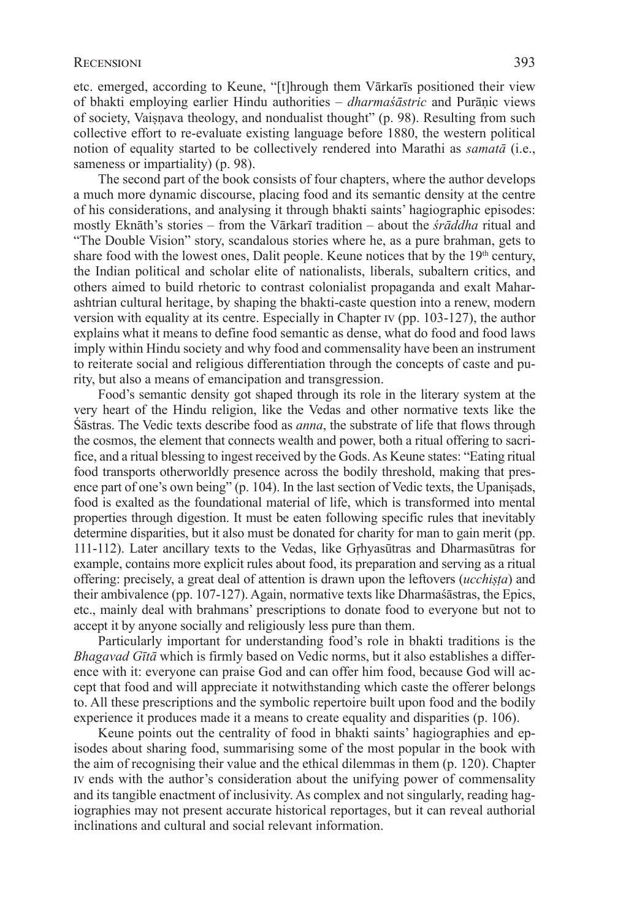etc. emerged, according to Keune, "[t]hrough them Vārkarīs positioned their view of bhakti employing earlier Hindu authorities – *dharmaśāstric* and Purāṇic views of society, Vaiṣṇava theology, and nondualist thought" (p. 98). Resulting from such collective effort to re-evaluate existing language before 1880, the western political notion of equality started to be collectively rendered into Marathi as *samatā* (i.e., sameness or impartiality) (p. 98).

The second part of the book consists of four chapters, where the author develops a much more dynamic discourse, placing food and its semantic density at the centre of his considerations, and analysing it through bhakti saints' hagiographic episodes: mostly Eknāth's stories – from the Vārkarī tradition – about the *śrāddha* ritual and "The Double Vision" story, scandalous stories where he, as a pure brahman, gets to share food with the lowest ones, Dalit people. Keune notices that by the 19th century, the Indian political and scholar elite of nationalists, liberals, subaltern critics, and others aimed to build rhetoric to contrast colonialist propaganda and exalt Maharashtrian cultural heritage, by shaping the bhakti-caste question into a renew, modern version with equality at its centre. Especially in Chapter IV (pp. 103-127), the author explains what it means to define food semantic as dense, what do food and food laws imply within Hindu society and why food and commensality have been an instrument to reiterate social and religious differentiation through the concepts of caste and purity, but also a means of emancipation and transgression.

Food's semantic density got shaped through its role in the literary system at the very heart of the Hindu religion, like the Vedas and other normative texts like the Śāstras. The Vedic texts describe food as *anna*, the substrate of life that flows through the cosmos, the element that connects wealth and power, both a ritual offering to sacrifice, and a ritual blessing to ingest received by the Gods. As Keune states: "Eating ritual food transports otherworldly presence across the bodily threshold, making that presence part of one's own being" (p. 104). In the last section of Vedic texts, the Upaniṣads, food is exalted as the foundational material of life, which is transformed into mental properties through digestion. It must be eaten following specific rules that inevitably determine disparities, but it also must be donated for charity for man to gain merit (pp. 111-112). Later ancillary texts to the Vedas, like Gṛhyasūtras and Dharmasūtras for example, contains more explicit rules about food, its preparation and serving as a ritual offering: precisely, a great deal of attention is drawn upon the leftovers (*ucchiṣṭa*) and their ambivalence (pp. 107-127). Again, normative texts like Dharmaśāstras, the Epics, etc., mainly deal with brahmans' prescriptions to donate food to everyone but not to accept it by anyone socially and religiously less pure than them.

Particularly important for understanding food's role in bhakti traditions is the *Bhagavad Gītā* which is firmly based on Vedic norms, but it also establishes a difference with it: everyone can praise God and can offer him food, because God will accept that food and will appreciate it notwithstanding which caste the offerer belongs to. All these prescriptions and the symbolic repertoire built upon food and the bodily experience it produces made it a means to create equality and disparities (p. 106).

Keune points out the centrality of food in bhakti saints' hagiographies and episodes about sharing food, summarising some of the most popular in the book with the aim of recognising their value and the ethical dilemmas in them (p. 120). Chapter IV ends with the author's consideration about the unifying power of commensality and its tangible enactment of inclusivity. As complex and not singularly, reading hagiographies may not present accurate historical reportages, but it can reveal authorial inclinations and cultural and social relevant information.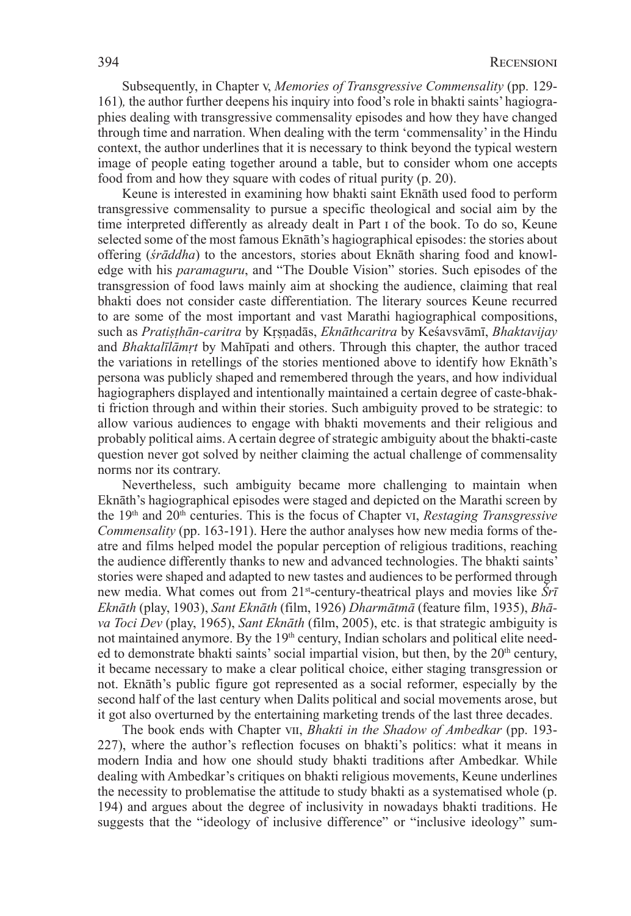Subsequently, in Chapter v, *Memories of Transgressive Commensality* (pp. 129-161)*,* the author further deepens his inquiry into food's role in bhakti saints' hagiographies dealing with transgressive commensality episodes and how they have changed through time and narration. When dealing with the term 'commensality' in the Hindu context, the author underlines that it is necessary to think beyond the typical western image of people eating together around a table, but to consider whom one accepts food from and how they square with codes of ritual purity (p. 20).

Keune is interested in examining how bhakti saint Eknāth used food to perform transgressive commensality to pursue a specific theological and social aim by the time interpreted differently as already dealt in Part i of the book. To do so, Keune selected some of the most famous Eknāth's hagiographical episodes: the stories about offering (*śrāddha*) to the ancestors, stories about Eknāth sharing food and knowledge with his *paramaguru*, and "The Double Vision" stories. Such episodes of the transgression of food laws mainly aim at shocking the audience, claiming that real bhakti does not consider caste differentiation. The literary sources Keune recurred to are some of the most important and vast Marathi hagiographical compositions, such as *Pratiṣṭhān-caritra* by Kṛṣṇadās, *Eknāthcaritra* by Keśavsvāmī, *Bhaktavijay* and *Bhaktalīlāmṛt* by Mahīpati and others. Through this chapter, the author traced the variations in retellings of the stories mentioned above to identify how Eknāth's persona was publicly shaped and remembered through the years, and how individual hagiographers displayed and intentionally maintained a certain degree of caste-bhakti friction through and within their stories. Such ambiguity proved to be strategic: to allow various audiences to engage with bhakti movements and their religious and probably political aims. A certain degree of strategic ambiguity about the bhakti-caste question never got solved by neither claiming the actual challenge of commensality norms nor its contrary.

Nevertheless, such ambiguity became more challenging to maintain when Eknāth's hagiographical episodes were staged and depicted on the Marathi screen by the 19th and 20th centuries. This is the focus of Chapter vi, *Restaging Transgressive Commensality* (pp. 163-191). Here the author analyses how new media forms of theatre and films helped model the popular perception of religious traditions, reaching the audience differently thanks to new and advanced technologies. The bhakti saints' stories were shaped and adapted to new tastes and audiences to be performed through new media. What comes out from 21st-century-theatrical plays and movies like *Śrī Eknāth* (play, 1903), *Sant Eknāth* (film, 1926) *Dharmātmā* (feature film, 1935), *Bhāva Toci Dev* (play, 1965), *Sant Eknāth* (film, 2005), etc. is that strategic ambiguity is not maintained anymore. By the 19th century, Indian scholars and political elite needed to demonstrate bhakti saints' social impartial vision, but then, by the 20th century, it became necessary to make a clear political choice, either staging transgression or not. Eknāth's public figure got represented as a social reformer, especially by the second half of the last century when Dalits political and social movements arose, but it got also overturned by the entertaining marketing trends of the last three decades.

The book ends with Chapter vii, *Bhakti in the Shadow of Ambedkar* (pp. 193-227), where the author's reflection focuses on bhakti's politics: what it means in modern India and how one should study bhakti traditions after Ambedkar. While dealing with Ambedkar's critiques on bhakti religious movements, Keune underlines the necessity to problematise the attitude to study bhakti as a systematised whole (p. 194) and argues about the degree of inclusivity in nowadays bhakti traditions. He suggests that the "ideology of inclusive difference" or "inclusive ideology" sum-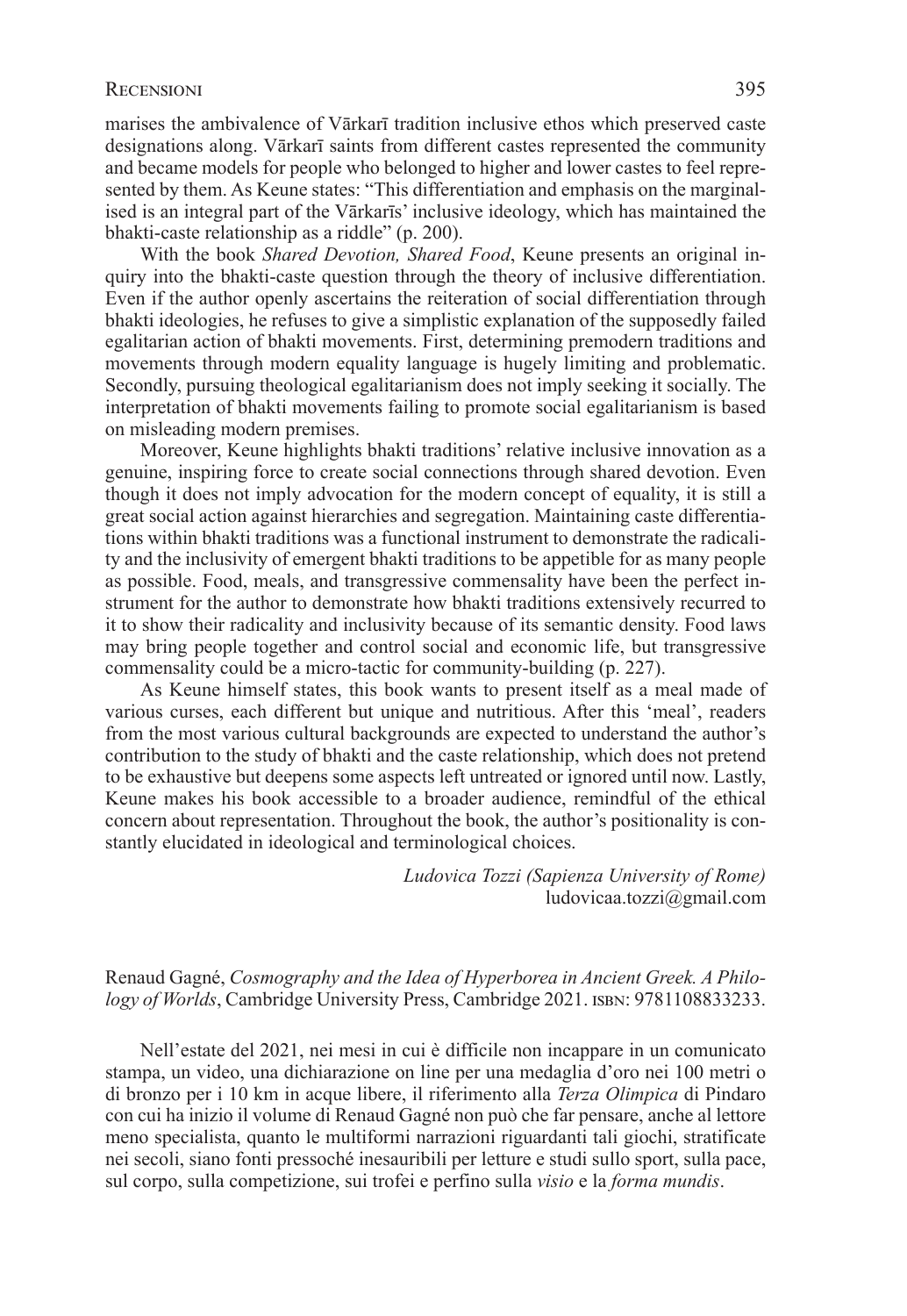marises the ambivalence of Vārkarī tradition inclusive ethos which preserved caste designations along. Vārkarī saints from different castes represented the community and became models for people who belonged to higher and lower castes to feel represented by them. As Keune states: "This differentiation and emphasis on the marginalised is an integral part of the Vārkarīs' inclusive ideology, which has maintained the bhakti-caste relationship as a riddle" (p. 200).

With the book *Shared Devotion, Shared Food*, Keune presents an original inquiry into the bhakti-caste question through the theory of inclusive differentiation. Even if the author openly ascertains the reiteration of social differentiation through bhakti ideologies, he refuses to give a simplistic explanation of the supposedly failed egalitarian action of bhakti movements. First, determining premodern traditions and movements through modern equality language is hugely limiting and problematic. Secondly, pursuing theological egalitarianism does not imply seeking it socially. The interpretation of bhakti movements failing to promote social egalitarianism is based on misleading modern premises.

Moreover, Keune highlights bhakti traditions' relative inclusive innovation as a genuine, inspiring force to create social connections through shared devotion. Even though it does not imply advocation for the modern concept of equality, it is still a great social action against hierarchies and segregation. Maintaining caste differentiations within bhakti traditions was a functional instrument to demonstrate the radicality and the inclusivity of emergent bhakti traditions to be appetible for as many people as possible. Food, meals, and transgressive commensality have been the perfect instrument for the author to demonstrate how bhakti traditions extensively recurred to it to show their radicality and inclusivity because of its semantic density. Food laws may bring people together and control social and economic life, but transgressive commensality could be a micro-tactic for community-building (p. 227).

As Keune himself states, this book wants to present itself as a meal made of various curses, each different but unique and nutritious. After this 'meal', readers from the most various cultural backgrounds are expected to understand the author's contribution to the study of bhakti and the caste relationship, which does not pretend to be exhaustive but deepens some aspects left untreated or ignored until now. Lastly, Keune makes his book accessible to a broader audience, remindful of the ethical concern about representation. Throughout the book, the author's positionality is constantly elucidated in ideological and terminological choices.

*Ludovica Tozzi (Sapienza University of Rome)*
ludovicaa.tozzi@gmail.com

Renaud Gagné, *Cosmography and the Idea of Hyperborea in Ancient Greek. A Philology of Worlds*, Cambridge University Press, Cambridge 2021. ISBN: 9781108833233.

Nell'estate del 2021, nei mesi in cui è difficile non incappare in un comunicato stampa, un video, una dichiarazione on line per una medaglia d'oro nei 100 metri o di bronzo per i 10 km in acque libere, il riferimento alla *Terza Olimpica* di Pindaro con cui ha inizio il volume di Renaud Gagné non può che far pensare, anche al lettore meno specialista, quanto le multiformi narrazioni riguardanti tali giochi, stratificate nei secoli, siano fonti pressoché inesauribili per letture e studi sullo sport, sulla pace, sul corpo, sulla competizione, sui trofei e perfino sulla *visio* e la *forma mundis*.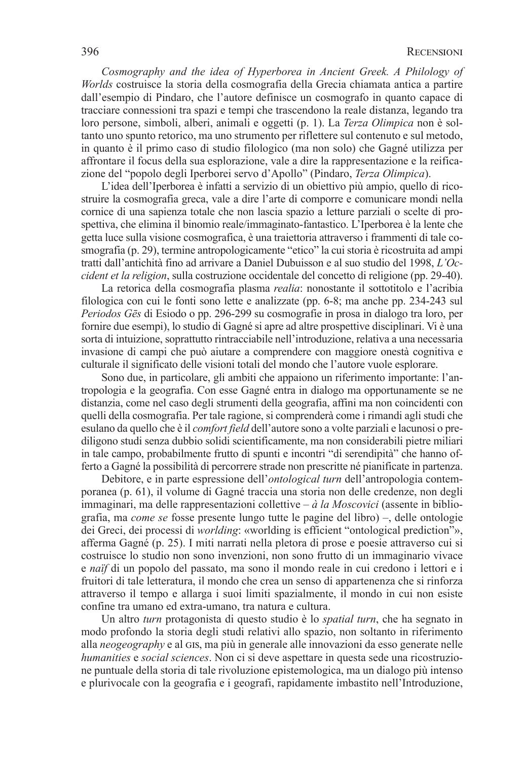*Cosmography and the idea of Hyperborea in Ancient Greek. A Philology of Worlds* costruisce la storia della cosmografia della Grecia chiamata antica a partire dall'esempio di Pindaro, che l'autore definisce un cosmografo in quanto capace di tracciare connessioni tra spazi e tempi che trascendono la reale distanza, legando tra loro persone, simboli, alberi, animali e oggetti (p. 1). La *Terza Olimpica* non è soltanto uno spunto retorico, ma uno strumento per riflettere sul contenuto e sul metodo, in quanto è il primo caso di studio filologico (ma non solo) che Gagné utilizza per affrontare il focus della sua esplorazione, vale a dire la rappresentazione e la reificazione del "popolo degli Iperborei servo d'Apollo" (Pindaro, *Terza Olimpica*).

L'idea dell'Iperborea è infatti a servizio di un obiettivo più ampio, quello di ricostruire la cosmografia greca, vale a dire l'arte di comporre e comunicare mondi nella cornice di una sapienza totale che non lascia spazio a letture parziali o scelte di prospettiva, che elimina il binomio reale/immaginato-fantastico. L'Iperborea è la lente che getta luce sulla visione cosmografica, è una traiettoria attraverso i frammenti di tale cosmografia (p. 29), termine antropologicamente "etico" la cui storia è ricostruita ad ampi tratti dall'antichità fino ad arrivare a Daniel Dubuisson e al suo studio del 1998, *L'Occident et la religion*, sulla costruzione occidentale del concetto di religione (pp. 29-40).

La retorica della cosmografia plasma *realia*: nonostante il sottotitolo e l'acribia filologica con cui le fonti sono lette e analizzate (pp. 6-8; ma anche pp. 234-243 sul *Periodos Gēs* di Esiodo o pp. 296-299 su cosmografie in prosa in dialogo tra loro, per fornire due esempi), lo studio di Gagné si apre ad altre prospettive disciplinari. Vi è una sorta di intuizione, soprattutto rintracciabile nell'introduzione, relativa a una necessaria invasione di campi che può aiutare a comprendere con maggiore onestà cognitiva e culturale il significato delle visioni totali del mondo che l'autore vuole esplorare.

Sono due, in particolare, gli ambiti che appaiono un riferimento importante: l'antropologia e la geografia. Con esse Gagné entra in dialogo ma opportunamente se ne distanzia, come nel caso degli strumenti della geografia, affini ma non coincidenti con quelli della cosmografia. Per tale ragione, si comprenderà come i rimandi agli studi che esulano da quello che è il *comfort field* dell'autore sono a volte parziali e lacunosi o prediligono studi senza dubbio solidi scientificamente, ma non considerabili pietre miliari in tale campo, probabilmente frutto di spunti e incontri "di serendipità" che hanno offerto a Gagné la possibilità di percorrere strade non prescritte né pianificate in partenza.

Debitore, e in parte espressione dell'*ontological turn* dell'antropologia contemporanea (p. 61), il volume di Gagné traccia una storia non delle credenze, non degli immaginari, ma delle rappresentazioni collettive – *à la Moscovici* (assente in bibliografia, ma *come se* fosse presente lungo tutte le pagine del libro) –, delle ontologie dei Greci, dei processi di *worlding*: «worlding is efficient "ontological prediction"», afferma Gagné (p. 25). I miti narrati nella pletora di prose e poesie attraverso cui si costruisce lo studio non sono invenzioni, non sono frutto di un immaginario vivace e *naïf* di un popolo del passato, ma sono il mondo reale in cui credono i lettori e i fruitori di tale letteratura, il mondo che crea un senso di appartenenza che si rinforza attraverso il tempo e allarga i suoi limiti spazialmente, il mondo in cui non esiste confine tra umano ed extra-umano, tra natura e cultura.

Un altro *turn* protagonista di questo studio è lo *spatial turn*, che ha segnato in modo profondo la storia degli studi relativi allo spazio, non soltanto in riferimento alla *neogeography* e al GIS, ma più in generale alle innovazioni da esso generate nelle *humanities* e *social sciences*. Non ci si deve aspettare in questa sede una ricostruzione puntuale della storia di tale rivoluzione epistemologica, ma un dialogo più intenso e plurivocale con la geografia e i geografi, rapidamente imbastito nell'Introduzione,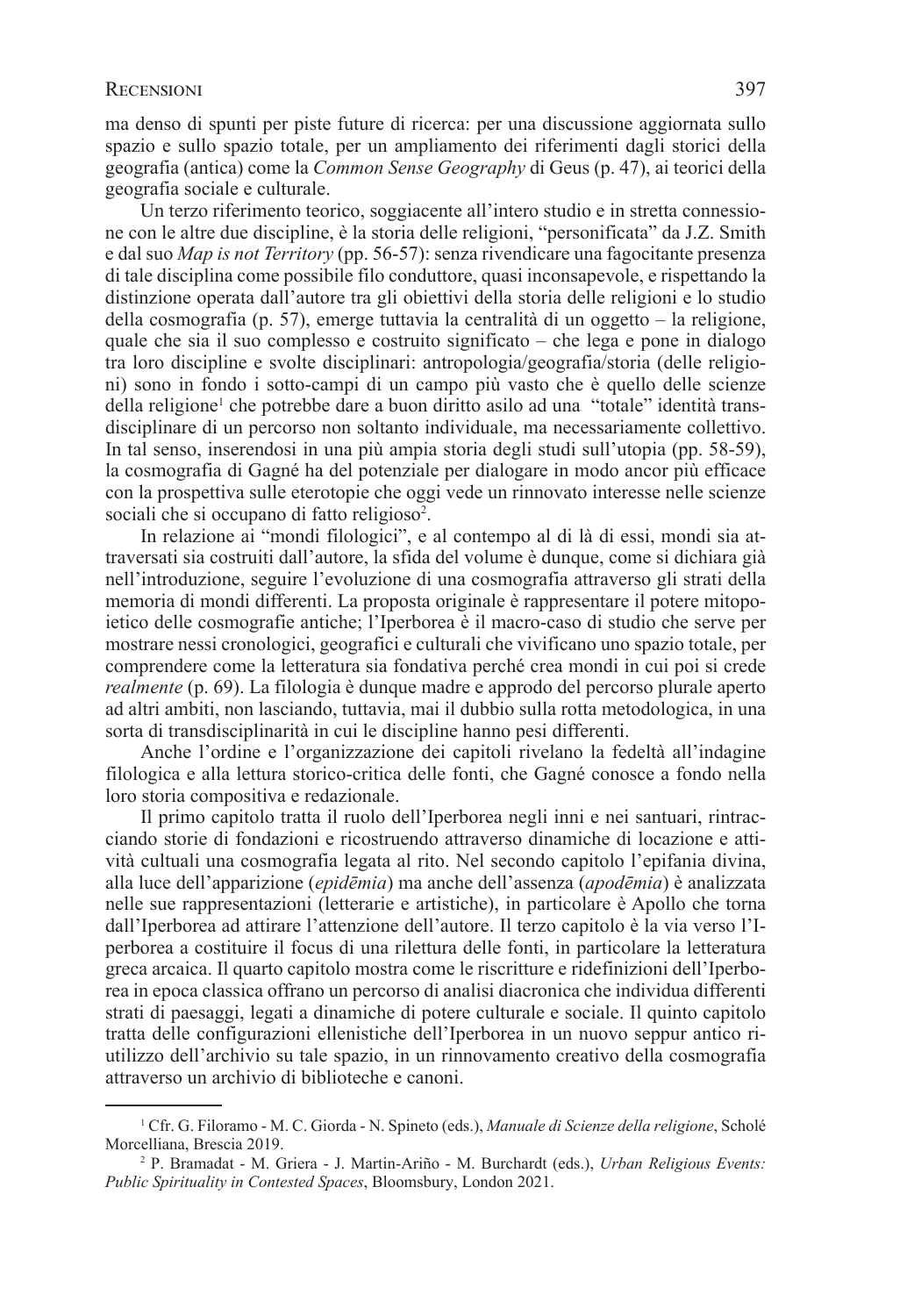ma denso di spunti per piste future di ricerca: per una discussione aggiornata sullo spazio e sullo spazio totale, per un ampliamento dei riferimenti dagli storici della geografia (antica) come la *Common Sense Geography* di Geus (p. 47), ai teorici della geografia sociale e culturale.

Un terzo riferimento teorico, soggiacente all'intero studio e in stretta connessione con le altre due discipline, è la storia delle religioni, "personificata" da J.Z. Smith e dal suo *Map is not Territory* (pp. 56-57): senza rivendicare una fagocitante presenza di tale disciplina come possibile filo conduttore, quasi inconsapevole, e rispettando la distinzione operata dall'autore tra gli obiettivi della storia delle religioni e lo studio della cosmografia (p. 57), emerge tuttavia la centralità di un oggetto – la religione, quale che sia il suo complesso e costruito significato – che lega e pone in dialogo tra loro discipline e svolte disciplinari: antropologia/geografia/storia (delle religioni) sono in fondo i sotto-campi di un campo più vasto che è quello delle scienze della religione[1] che potrebbe dare a buon diritto asilo ad una "totale" identità transdisciplinare di un percorso non soltanto individuale, ma necessariamente collettivo. In tal senso, inserendosi in una più ampia storia degli studi sull'utopia (pp. 58-59), la cosmografia di Gagné ha del potenziale per dialogare in modo ancor più efficace con la prospettiva sulle eterotopie che oggi vede un rinnovato interesse nelle scienze sociali che si occupano di fatto religioso[2].

In relazione ai "mondi filologici", e al contempo al di là di essi, mondi sia attraversati sia costruiti dall'autore, la sfida del volume è dunque, come si dichiara già nell'introduzione, seguire l'evoluzione di una cosmografia attraverso gli strati della memoria di mondi differenti. La proposta originale è rappresentare il potere mitopoietico delle cosmografie antiche; l'Iperborea è il macro-caso di studio che serve per mostrare nessi cronologici, geografici e culturali che vivificano uno spazio totale, per comprendere come la letteratura sia fondativa perché crea mondi in cui poi si crede *realmente* (p. 69). La filologia è dunque madre e approdo del percorso plurale aperto ad altri ambiti, non lasciando, tuttavia, mai il dubbio sulla rotta metodologica, in una sorta di transdisciplinarità in cui le discipline hanno pesi differenti.

Anche l'ordine e l'organizzazione dei capitoli rivelano la fedeltà all'indagine filologica e alla lettura storico-critica delle fonti, che Gagné conosce a fondo nella loro storia compositiva e redazionale.

Il primo capitolo tratta il ruolo dell'Iperborea negli inni e nei santuari, rintracciando storie di fondazioni e ricostruendo attraverso dinamiche di locazione e attività cultuali una cosmografia legata al rito. Nel secondo capitolo l'epifania divina, alla luce dell'apparizione (*epidēmia*) ma anche dell'assenza (*apodēmia*) è analizzata nelle sue rappresentazioni (letterarie e artistiche), in particolare è Apollo che torna dall'Iperborea ad attirare l'attenzione dell'autore. Il terzo capitolo è la via verso l'Iperborea a costituire il focus di una rilettura delle fonti, in particolare la letteratura greca arcaica. Il quarto capitolo mostra come le riscritture e ridefinizioni dell'Iperborea in epoca classica offrano un percorso di analisi diacronica che individua differenti strati di paesaggi, legati a dinamiche di potere culturale e sociale. Il quinto capitolo tratta delle configurazioni ellenistiche dell'Iperborea in un nuovo seppur antico riutilizzo dell'archivio su tale spazio, in un rinnovamento creativo della cosmografia attraverso un archivio di biblioteche e canoni.

---

[1] Cfr. G. Filoramo - M. C. Giorda - N. Spineto (eds.), *Manuale di Scienze della religione*, Scholé Morcelliana, Brescia 2019.

[2] P. Bramadat - M. Griera - J. Martin-Ariño - M. Burchardt (eds.), *Urban Religious Events: Public Spirituality in Contested Spaces*, Bloomsbury, London 2021.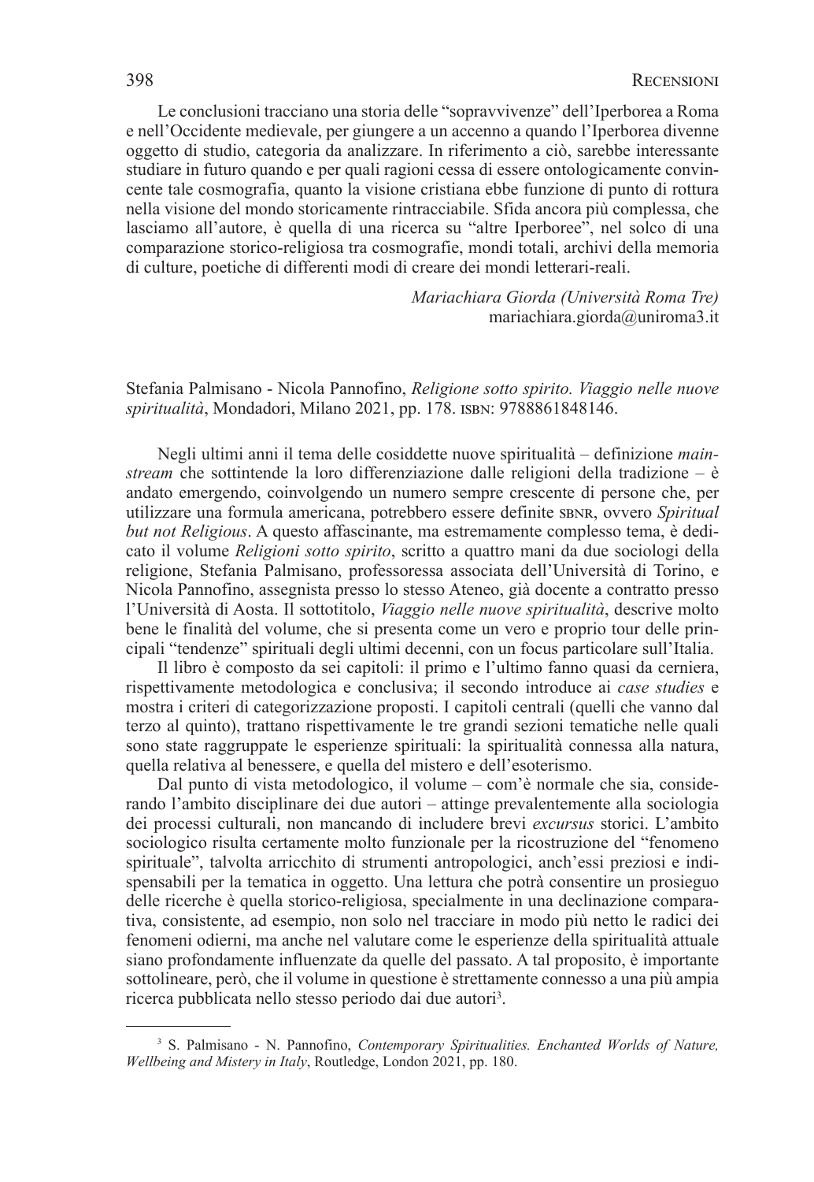Le conclusioni tracciano una storia delle "sopravvivenze" dell'Iperborea a Roma e nell'Occidente medievale, per giungere a un accenno a quando l'Iperborea divenne oggetto di studio, categoria da analizzare. In riferimento a ciò, sarebbe interessante studiare in futuro quando e per quali ragioni cessa di essere ontologicamente convincente tale cosmografia, quanto la visione cristiana ebbe funzione di punto di rottura nella visione del mondo storicamente rintracciabile. Sfida ancora più complessa, che lasciamo all'autore, è quella di una ricerca su "altre Iperboree", nel solco di una comparazione storico-religiosa tra cosmografie, mondi totali, archivi della memoria di culture, poetiche di differenti modi di creare dei mondi letterari-reali.

*Mariachiara Giorda (Università Roma Tre)*
mariachiara.giorda@uniroma3.it

Stefania Palmisano - Nicola Pannofino, *Religione sotto spirito. Viaggio nelle nuove spiritualità*, Mondadori, Milano 2021, pp. 178. ISBN: 9788861848146.

Negli ultimi anni il tema delle cosiddette nuove spiritualità – definizione *mainstream* che sottintende la loro differenziazione dalle religioni della tradizione – è andato emergendo, coinvolgendo un numero sempre crescente di persone che, per utilizzare una formula americana, potrebbero essere definite SBNR, ovvero *Spiritual but not Religious*. A questo affascinante, ma estremamente complesso tema, è dedicato il volume *Religioni sotto spirito*, scritto a quattro mani da due sociologi della religione, Stefania Palmisano, professoressa associata dell'Università di Torino, e Nicola Pannofino, assegnista presso lo stesso Ateneo, già docente a contratto presso l'Università di Aosta. Il sottotitolo, *Viaggio nelle nuove spiritualità*, descrive molto bene le finalità del volume, che si presenta come un vero e proprio tour delle principali "tendenze" spirituali degli ultimi decenni, con un focus particolare sull'Italia.

Il libro è composto da sei capitoli: il primo e l'ultimo fanno quasi da cerniera, rispettivamente metodologica e conclusiva; il secondo introduce ai *case studies* e mostra i criteri di categorizzazione proposti. I capitoli centrali (quelli che vanno dal terzo al quinto), trattano rispettivamente le tre grandi sezioni tematiche nelle quali sono state raggruppate le esperienze spirituali: la spiritualità connessa alla natura, quella relativa al benessere, e quella del mistero e dell'esoterismo.

Dal punto di vista metodologico, il volume – com'è normale che sia, considerando l'ambito disciplinare dei due autori – attinge prevalentemente alla sociologia dei processi culturali, non mancando di includere brevi *excursus* storici. L'ambito sociologico risulta certamente molto funzionale per la ricostruzione del "fenomeno spirituale", talvolta arricchito di strumenti antropologici, anch'essi preziosi e indispensabili per la tematica in oggetto. Una lettura che potrà consentire un prosieguo delle ricerche è quella storico-religiosa, specialmente in una declinazione comparativa, consistente, ad esempio, non solo nel tracciare in modo più netto le radici dei fenomeni odierni, ma anche nel valutare come le esperienze della spiritualità attuale siano profondamente influenzate da quelle del passato. A tal proposito, è importante sottolineare, però, che il volume in questione è strettamente connesso a una più ampia ricerca pubblicata nello stesso periodo dai due autori[3].

[3] S. Palmisano - N. Pannofino, *Contemporary Spiritualities. Enchanted Worlds of Nature, Wellbeing and Mistery in Italy*, Routledge, London 2021, pp. 180.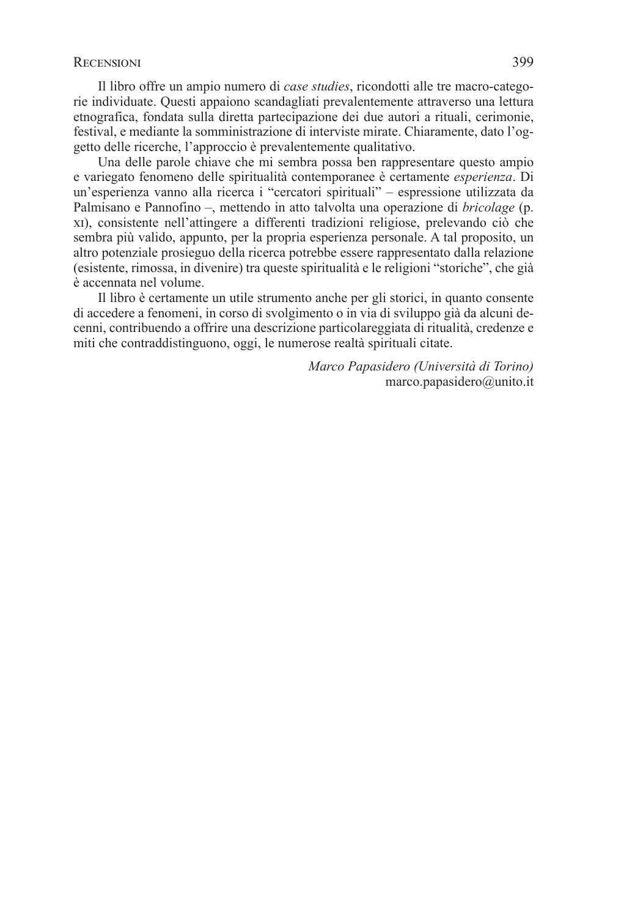Il libro offre un ampio numero di *case studies*, ricondotti alle tre macro-categorie individuate. Questi appaiono scandagliati prevalentemente attraverso una lettura etnografica, fondata sulla diretta partecipazione dei due autori a rituali, cerimonie, festival, e mediante la somministrazione di interviste mirate. Chiaramente, dato l'oggetto delle ricerche, l'approccio è prevalentemente qualitativo.

Una delle parole chiave che mi sembra possa ben rappresentare questo ampio e variegato fenomeno delle spiritualità contemporanee è certamente *esperienza*. Di un'esperienza vanno alla ricerca i "cercatori spirituali" – espressione utilizzata da Palmisano e Pannofino –, mettendo in atto talvolta una operazione di *bricolage* (p. XI), consistente nell'attingere a differenti tradizioni religiose, prelevando ciò che sembra più valido, appunto, per la propria esperienza personale. A tal proposito, un altro potenziale prosieguo della ricerca potrebbe essere rappresentato dalla relazione (esistente, rimossa, in divenire) tra queste spiritualità e le religioni "storiche", che già è accennata nel volume.

Il libro è certamente un utile strumento anche per gli storici, in quanto consente di accedere a fenomeni, in corso di svolgimento o in via di sviluppo già da alcuni decenni, contribuendo a offrire una descrizione particolareggiata di ritualità, credenze e miti che contraddistinguono, oggi, le numerose realtà spirituali citate.

*Marco Papasidero (Università di Torino)*
marco.papasidero@unito.it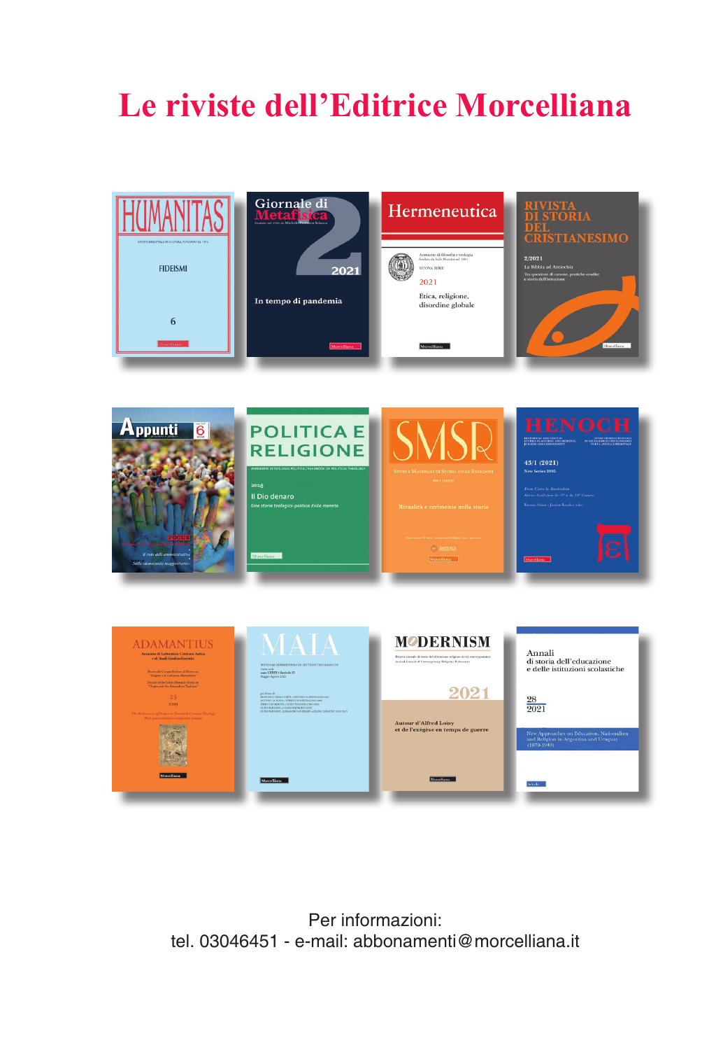# Le riviste dell'Editrice Morcelliana

Per informazioni:
tel. 03046451 - e-mail: abbonamenti@morcelliana.it